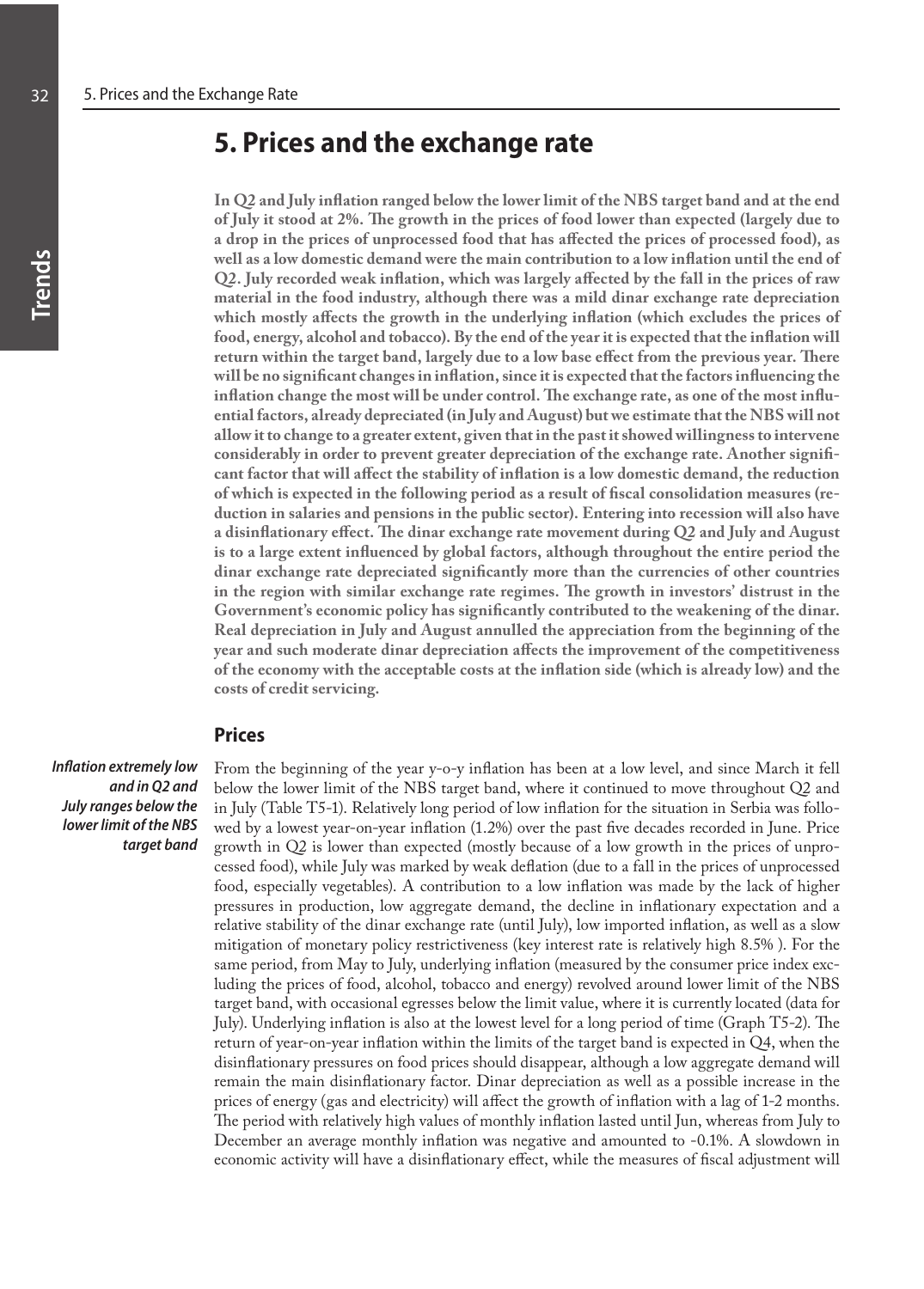# 5. Prices and the exchange rate

**In Q2 and July inflation ranged below the lower limit of the NBS target band and at the end of July it stood at 2%. The growth in the prices of food lower than expected (largely due to a drop in the prices of unprocessed food that has affected the prices of processed food), as well as a low domestic demand were the main contribution to a low inflation until the end of Q2. July recorded weak inflation, which was largely affected by the fall in the prices of raw material in the food industry, although there was a mild dinar exchange rate depreciation which mostly affects the growth in the underlying inflation (which excludes the prices of food, energy, alcohol and tobacco). By the end of the year it is expected that the inflation will return within the target band, largely due to a low base effect from the previous year. There will be no significant changes in inflation, since it is expected that the factors influencing the inflation change the most will be under control. The exchange rate, as one of the most influential factors, already depreciated (in July and August) but we estimate that the NBS will not allow it to change to a greater extent, given that in the past it showed willingness to intervene considerably in order to prevent greater depreciation of the exchange rate. Another significant factor that will affect the stability of inflation is a low domestic demand, the reduction of which is expected in the following period as a result of fiscal consolidation measures (reduction in salaries and pensions in the public sector). Entering into recession will also have a disinflationary effect. The dinar exchange rate movement during Q2 and July and August is to a large extent influenced by global factors, although throughout the entire period the dinar exchange rate depreciated significantly more than the currencies of other countries in the region with similar exchange rate regimes. The growth in investors' distrust in the Government's economic policy has significantly contributed to the weakening of the dinar. Real depreciation in July and August annulled the appreciation from the beginning of the year and such moderate dinar depreciation affects the improvement of the competitiveness of the economy with the acceptable costs at the inflation side (which is already low) and the costs of credit servicing.**

## Prices

***Inflation extremely low and in Q2 and July ranges below the lower limit of the NBS target band***

From the beginning of the year y-o-y inflation has been at a low level, and since March it fell below the lower limit of the NBS target band, where it continued to move throughout Q2 and in July (Table T5-1). Relatively long period of low inflation for the situation in Serbia was followed by a lowest year-on-year inflation (1.2%) over the past five decades recorded in June. Price growth in Q2 is lower than expected (mostly because of a low growth in the prices of unprocessed food), while July was marked by weak deflation (due to a fall in the prices of unprocessed food, especially vegetables). A contribution to a low inflation was made by the lack of higher pressures in production, low aggregate demand, the decline in inflationary expectation and a relative stability of the dinar exchange rate (until July), low imported inflation, as well as a slow mitigation of monetary policy restrictiveness (key interest rate is relatively high 8.5% ). For the same period, from May to July, underlying inflation (measured by the consumer price index excluding the prices of food, alcohol, tobacco and energy) revolved around lower limit of the NBS target band, with occasional egresses below the limit value, where it is currently located (data for July). Underlying inflation is also at the lowest level for a long period of time (Graph T5-2). The return of year-on-year inflation within the limits of the target band is expected in Q4, when the disinflationary pressures on food prices should disappear, although a low aggregate demand will remain the main disinflationary factor. Dinar depreciation as well as a possible increase in the prices of energy (gas and electricity) will affect the growth of inflation with a lag of 1-2 months. The period with relatively high values of monthly inflation lasted until Jun, whereas from July to December an average monthly inflation was negative and amounted to -0.1%. A slowdown in economic activity will have a disinflationary effect, while the measures of fiscal adjustment will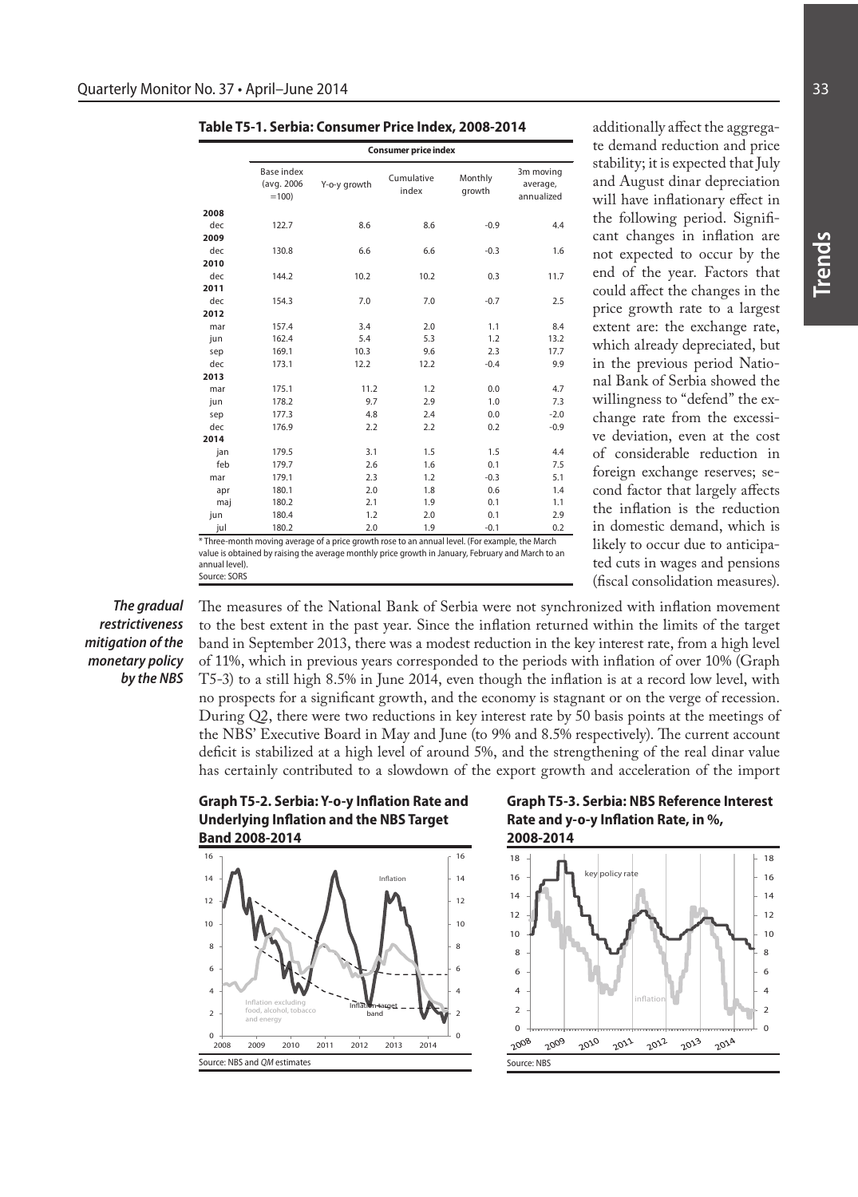**Table T5-1. Serbia: Consumer Price Index, 2008-2014**

| | Consumer price index | | | | |
|---|---|---|---|---|---|
| | Base index (avg. 2006 =100) | Y-o-y growth | Cumulative index | Monthly growth | 3m moving average, annualized |
| **2008** | | | | | |
| dec | 122.7 | 8.6 | 8.6 | -0.9 | 4.4 |
| **2009** | | | | | |
| dec | 130.8 | 6.6 | 6.6 | -0.3 | 1.6 |
| **2010** | | | | | |
| dec | 144.2 | 10.2 | 10.2 | 0.3 | 11.7 |
| **2011** | | | | | |
| dec | 154.3 | 7.0 | 7.0 | -0.7 | 2.5 |
| **2012** | | | | | |
| mar | 157.4 | 3.4 | 2.0 | 1.1 | 8.4 |
| jun | 162.4 | 5.4 | 5.3 | 1.2 | 13.2 |
| sep | 169.1 | 10.3 | 9.6 | 2.3 | 17.7 |
| dec | 173.1 | 12.2 | 12.2 | -0.4 | 9.9 |
| **2013** | | | | | |
| mar | 175.1 | 11.2 | 1.2 | 0.0 | 4.7 |
| jun | 178.2 | 9.7 | 2.9 | 1.0 | 7.3 |
| sep | 177.3 | 4.8 | 2.4 | 0.0 | -2.0 |
| dec | 176.9 | 2.2 | 2.2 | 0.2 | -0.9 |
| **2014** | | | | | |
| jan | 179.5 | 3.1 | 1.5 | 1.5 | 4.4 |
| feb | 179.7 | 2.6 | 1.6 | 0.1 | 7.5 |
| mar | 179.1 | 2.3 | 1.2 | -0.3 | 5.1 |
| apr | 180.1 | 2.0 | 1.8 | 0.6 | 1.4 |
| maj | 180.2 | 2.1 | 1.9 | 0.1 | 1.1 |
| jun | 180.4 | 1.2 | 2.0 | 0.1 | 2.9 |
| jul | 180.2 | 2.0 | 1.9 | -0.1 | 0.2 |

* Three-month moving average of a price growth rose to an annual level. (For example, the March value is obtained by raising the average monthly price growth in January, February and March to an annual level).
Source: SORS

additionally affect the aggregate demand reduction and price stability; it is expected that July and August dinar depreciation will have inflationary effect in the following period. Significant changes in inflation are not expected to occur by the end of the year. Factors that could affect the changes in the price growth rate to a largest extent are: the exchange rate, which already depreciated, but in the previous period National Bank of Serbia showed the willingness to "defend" the exchange rate from the excessive deviation, even at the cost of considerable reduction in foreign exchange reserves; second factor that largely affects the inflation is the reduction in domestic demand, which is likely to occur due to anticipated cuts in wages and pensions (fiscal consolidation measures).

***The gradual restrictiveness mitigation of the monetary policy by the NBS***

The measures of the National Bank of Serbia were not synchronized with inflation movement to the best extent in the past year. Since the inflation returned within the limits of the target band in September 2013, there was a modest reduction in the key interest rate, from a high level of 11%, which in previous years corresponded to the periods with inflation of over 10% (Graph T5-3) to a still high 8.5% in June 2014, even though the inflation is at a record low level, with no prospects for a significant growth, and the economy is stagnant or on the verge of recession. During Q2, there were two reductions in key interest rate by 50 basis points at the meetings of the NBS' Executive Board in May and June (to 9% and 8.5% respectively). The current account deficit is stabilized at a high level of around 5%, and the strengthening of the real dinar value has certainly contributed to a slowdown of the export growth and acceleration of the import

**Graph T5-2. Serbia: Y-o-y Inflation Rate and Underlying Inflation and the NBS Target Band 2008-2014**

Source: NBS and *QM* estimates

**Graph T5-3. Serbia: NBS Reference Interest Rate and y-o-y Inflation Rate, in %, 2008-2014**

Source: NBS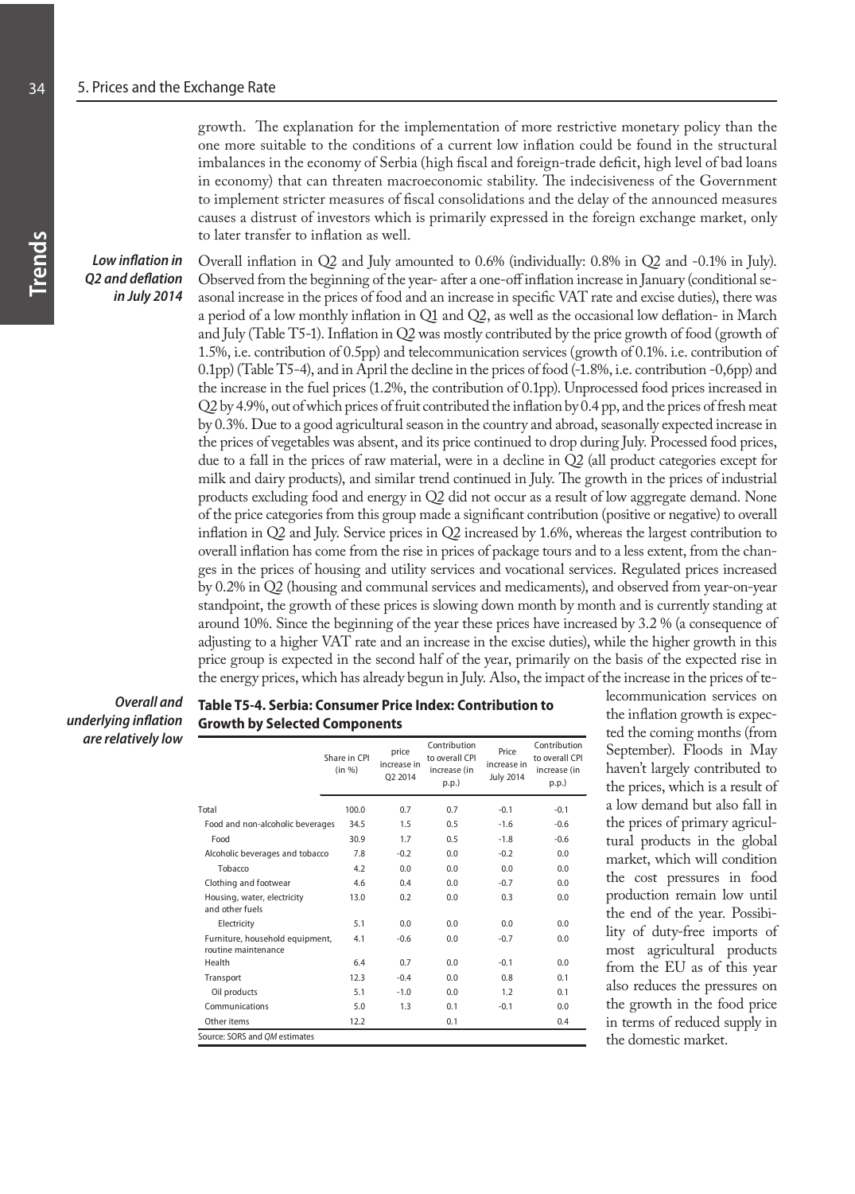growth. The explanation for the implementation of more restrictive monetary policy than the one more suitable to the conditions of a current low inflation could be found in the structural imbalances in the economy of Serbia (high fiscal and foreign-trade deficit, high level of bad loans in economy) that can threaten macroeconomic stability. The indecisiveness of the Government to implement stricter measures of fiscal consolidations and the delay of the announced measures causes a distrust of investors which is primarily expressed in the foreign exchange market, only to later transfer to inflation as well.

***Low inflation in Q2 and deflation in July 2014***

Overall inflation in Q2 and July amounted to 0.6% (individually: 0.8% in Q2 and -0.1% in July). Observed from the beginning of the year- after a one-off inflation increase in January (conditional seasonal increase in the prices of food and an increase in specific VAT rate and excise duties), there was a period of a low monthly inflation in Q1 and Q2, as well as the occasional low deflation- in March and July (Table T5-1). Inflation in Q2 was mostly contributed by the price growth of food (growth of 1.5%, i.e. contribution of 0.5pp) and telecommunication services (growth of 0.1%. i.e. contribution of 0.1pp) (Table T5-4), and in April the decline in the prices of food (-1.8%, i.e. contribution -0,6pp) and the increase in the fuel prices (1.2%, the contribution of 0.1pp). Unprocessed food prices increased in Q2 by 4.9%, out of which prices of fruit contributed the inflation by 0.4 pp, and the prices of fresh meat by 0.3%. Due to a good agricultural season in the country and abroad, seasonally expected increase in the prices of vegetables was absent, and its price continued to drop during July. Processed food prices, due to a fall in the prices of raw material, were in a decline in Q2 (all product categories except for milk and dairy products), and similar trend continued in July. The growth in the prices of industrial products excluding food and energy in Q2 did not occur as a result of low aggregate demand. None of the price categories from this group made a significant contribution (positive or negative) to overall inflation in Q2 and July. Service prices in Q2 increased by 1.6%, whereas the largest contribution to overall inflation has come from the rise in prices of package tours and to a less extent, from the changes in the prices of housing and utility services and vocational services. Regulated prices increased by 0.2% in Q2 (housing and communal services and medicaments), and observed from year-on-year standpoint, the growth of these prices is slowing down month by month and is currently standing at around 10%. Since the beginning of the year these prices have increased by 3.2 % (a consequence of adjusting to a higher VAT rate and an increase in the excise duties), while the higher growth in this price group is expected in the second half of the year, primarily on the basis of the expected rise in the energy prices, which has already begun in July. Also, the impact of the increase in the prices of telecommunication services on the inflation growth is expected the coming months (from September). Floods in May haven't largely contributed to the prices, which is a result of a low demand but also fall in the prices of primary agricultural products in the global market, which will condition the cost pressures in food production remain low until the end of the year. Possibility of duty-free imports of most agricultural products from the EU as of this year also reduces the pressures on the growth in the food price in terms of reduced supply in the domestic market.

***Overall and underlying inflation are relatively low***

**Table T5-4. Serbia: Consumer Price Index: Contribution to Growth by Selected Components**

| | Share in CPI (in %) | price increase in Q2 2014 | Contribution to overall CPI increase (in p.p.) | Price increase in July 2014 | Contribution to overall CPI increase (in p.p.) |
|---|---|---|---|---|---|
| Total | 100.0 | 0.7 | 0.7 | -0.1 | -0.1 |
| Food and non-alcoholic beverages | 34.5 | 1.5 | 0.5 | -1.6 | -0.6 |
| Food | 30.9 | 1.7 | 0.5 | -1.8 | -0.6 |
| Alcoholic beverages and tobacco | 7.8 | -0.2 | 0.0 | -0.2 | 0.0 |
| Tobacco | 4.2 | 0.0 | 0.0 | 0.0 | 0.0 |
| Clothing and footwear | 4.6 | 0.4 | 0.0 | -0.7 | 0.0 |
| Housing, water, electricity and other fuels | 13.0 | 0.2 | 0.0 | 0.3 | 0.0 |
| Electricity | 5.1 | 0.0 | 0.0 | 0.0 | 0.0 |
| Furniture, household equipment, routine maintenance | 4.1 | -0.6 | 0.0 | -0.7 | 0.0 |
| Health | 6.4 | 0.7 | 0.0 | -0.1 | 0.0 |
| Transport | 12.3 | -0.4 | 0.0 | 0.8 | 0.1 |
| Oil products | 5.1 | -1.0 | 0.0 | 1.2 | 0.1 |
| Communications | 5.0 | 1.3 | 0.1 | -0.1 | 0.0 |
| Other items | 12.2 | | 0.1 | | 0.4 |

Source: SORS and *QM* estimates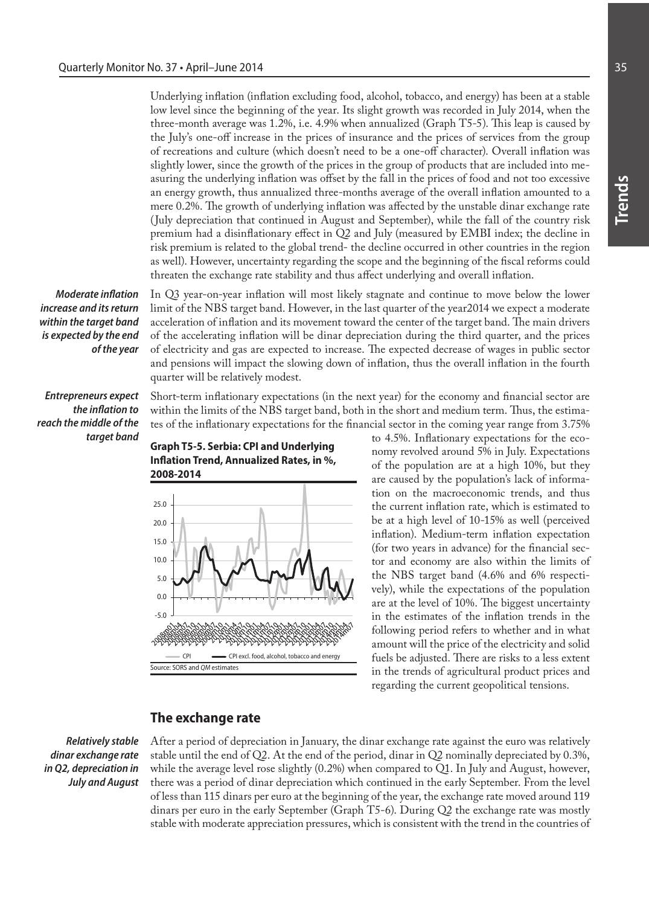Underlying inflation (inflation excluding food, alcohol, tobacco, and energy) has been at a stable low level since the beginning of the year. Its slight growth was recorded in July 2014, when the three-month average was 1.2%, i.e. 4.9% when annualized (Graph T5-5). This leap is caused by the July's one-off increase in the prices of insurance and the prices of services from the group of recreations and culture (which doesn't need to be a one-off character). Overall inflation was slightly lower, since the growth of the prices in the group of products that are included into measuring the underlying inflation was offset by the fall in the prices of food and not too excessive an energy growth, thus annualized three-months average of the overall inflation amounted to a mere 0.2%. The growth of underlying inflation was affected by the unstable dinar exchange rate (July depreciation that continued in August and September), while the fall of the country risk premium had a disinflationary effect in Q2 and July (measured by EMBI index; the decline in risk premium is related to the global trend- the decline occurred in other countries in the region as well). However, uncertainty regarding the scope and the beginning of the fiscal reforms could threaten the exchange rate stability and thus affect underlying and overall inflation.

***Moderate inflation increase and its return within the target band is expected by the end of the year***

In Q3 year-on-year inflation will most likely stagnate and continue to move below the lower limit of the NBS target band. However, in the last quarter of the year2014 we expect a moderate acceleration of inflation and its movement toward the center of the target band. The main drivers of the accelerating inflation will be dinar depreciation during the third quarter, and the prices of electricity and gas are expected to increase. The expected decrease of wages in public sector and pensions will impact the slowing down of inflation, thus the overall inflation in the fourth quarter will be relatively modest.

***Entrepreneurs expect the inflation to reach the middle of the target band***

Short-term inflationary expectations (in the next year) for the economy and financial sector are within the limits of the NBS target band, both in the short and medium term. Thus, the estimates of the inflationary expectations for the financial sector in the coming year range from 3.75% to 4.5%. Inflationary expectations for the economy revolved around 5% in July. Expectations of the population are at a high 10%, but they are caused by the population's lack of information on the macroeconomic trends, and thus the current inflation rate, which is estimated to be at a high level of 10-15% as well (perceived inflation). Medium-term inflation expectation (for two years in advance) for the financial sector and economy are also within the limits of the NBS target band (4.6% and 6% respectively), while the expectations of the population are at the level of 10%. The biggest uncertainty in the estimates of the inflation trends in the following period refers to whether and in what amount will the price of the electricity and solid fuels be adjusted. There are risks to a less extent in the trends of agricultural product prices and regarding the current geopolitical tensions.

**Graph T5-5. Serbia: CPI and Underlying Inflation Trend, Annualized Rates, in %, 2008-2014**

Source: SORS and *QM* estimates

## The exchange rate

***Relatively stable dinar exchange rate in Q2, depreciation in July and August***

After a period of depreciation in January, the dinar exchange rate against the euro was relatively stable until the end of Q2. At the end of the period, dinar in Q2 nominally depreciated by 0.3%, while the average level rose slightly (0.2%) when compared to Q1. In July and August, however, there was a period of dinar depreciation which continued in the early September. From the level of less than 115 dinars per euro at the beginning of the year, the exchange rate moved around 119 dinars per euro in the early September (Graph T5-6). During Q2 the exchange rate was mostly stable with moderate appreciation pressures, which is consistent with the trend in the countries of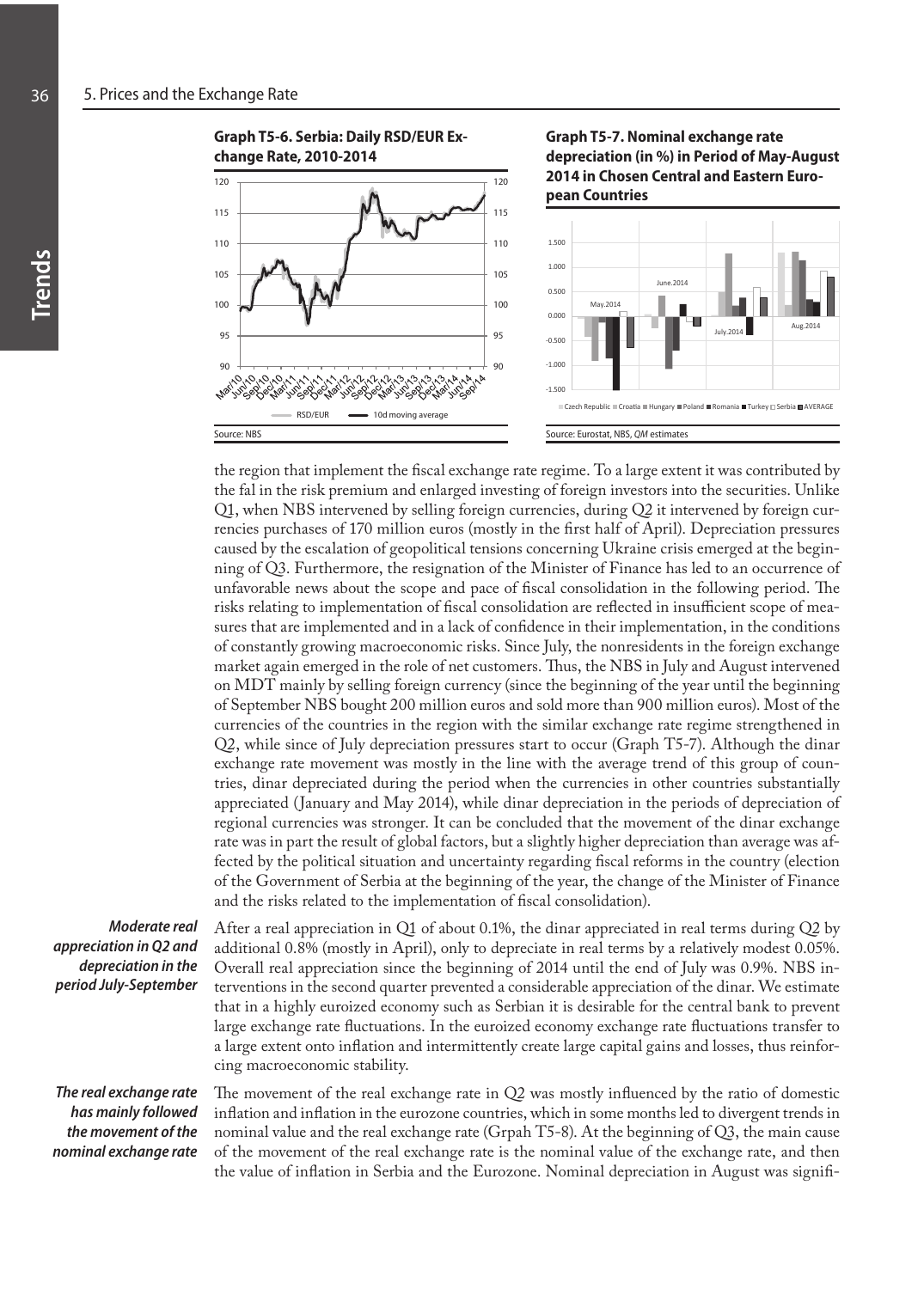**Graph T5-6. Serbia: Daily RSD/EUR Exchange Rate, 2010-2014**

Source: NBS

**Graph T5-7. Nominal exchange rate depreciation (in %) in Period of May-August 2014 in Chosen Central and Eastern European Countries**

Source: Eurostat, NBS, *QM* estimates

the region that implement the fiscal exchange rate regime. To a large extent it was contributed by the fal in the risk premium and enlarged investing of foreign investors into the securities. Unlike Q1, when NBS intervened by selling foreign currencies, during Q2 it intervened by foreign currencies purchases of 170 million euros (mostly in the first half of April). Depreciation pressures caused by the escalation of geopolitical tensions concerning Ukraine crisis emerged at the beginning of Q3. Furthermore, the resignation of the Minister of Finance has led to an occurrence of unfavorable news about the scope and pace of fiscal consolidation in the following period. The risks relating to implementation of fiscal consolidation are reflected in insufficient scope of measures that are implemented and in a lack of confidence in their implementation, in the conditions of constantly growing macroeconomic risks. Since July, the nonresidents in the foreign exchange market again emerged in the role of net customers. Thus, the NBS in July and August intervened on MDT mainly by selling foreign currency (since the beginning of the year until the beginning of September NBS bought 200 million euros and sold more than 900 million euros). Most of the currencies of the countries in the region with the similar exchange rate regime strengthened in Q2, while since of July depreciation pressures start to occur (Graph T5-7). Although the dinar exchange rate movement was mostly in the line with the average trend of this group of countries, dinar depreciated during the period when the currencies in other countries substantially appreciated (January and May 2014), while dinar depreciation in the periods of depreciation of regional currencies was stronger. It can be concluded that the movement of the dinar exchange rate was in part the result of global factors, but a slightly higher depreciation than average was affected by the political situation and uncertainty regarding fiscal reforms in the country (election of the Government of Serbia at the beginning of the year, the change of the Minister of Finance and the risks related to the implementation of fiscal consolidation).

***Moderate real appreciation in Q2 and depreciation in the period July-September***

After a real appreciation in Q1 of about 0.1%, the dinar appreciated in real terms during Q2 by additional 0.8% (mostly in April), only to depreciate in real terms by a relatively modest 0.05%. Overall real appreciation since the beginning of 2014 until the end of July was 0.9%. NBS interventions in the second quarter prevented a considerable appreciation of the dinar. We estimate that in a highly euroized economy such as Serbian it is desirable for the central bank to prevent large exchange rate fluctuations. In the euroized economy exchange rate fluctuations transfer to a large extent onto inflation and intermittently create large capital gains and losses, thus reinforcing macroeconomic stability.

***The real exchange rate has mainly followed the movement of the nominal exchange rate***

The movement of the real exchange rate in Q2 was mostly influenced by the ratio of domestic inflation and inflation in the eurozone countries, which in some months led to divergent trends in nominal value and the real exchange rate (Grpah T5-8). At the beginning of Q3, the main cause of the movement of the real exchange rate is the nominal value of the exchange rate, and then the value of inflation in Serbia and the Eurozone. Nominal depreciation in August was signifi-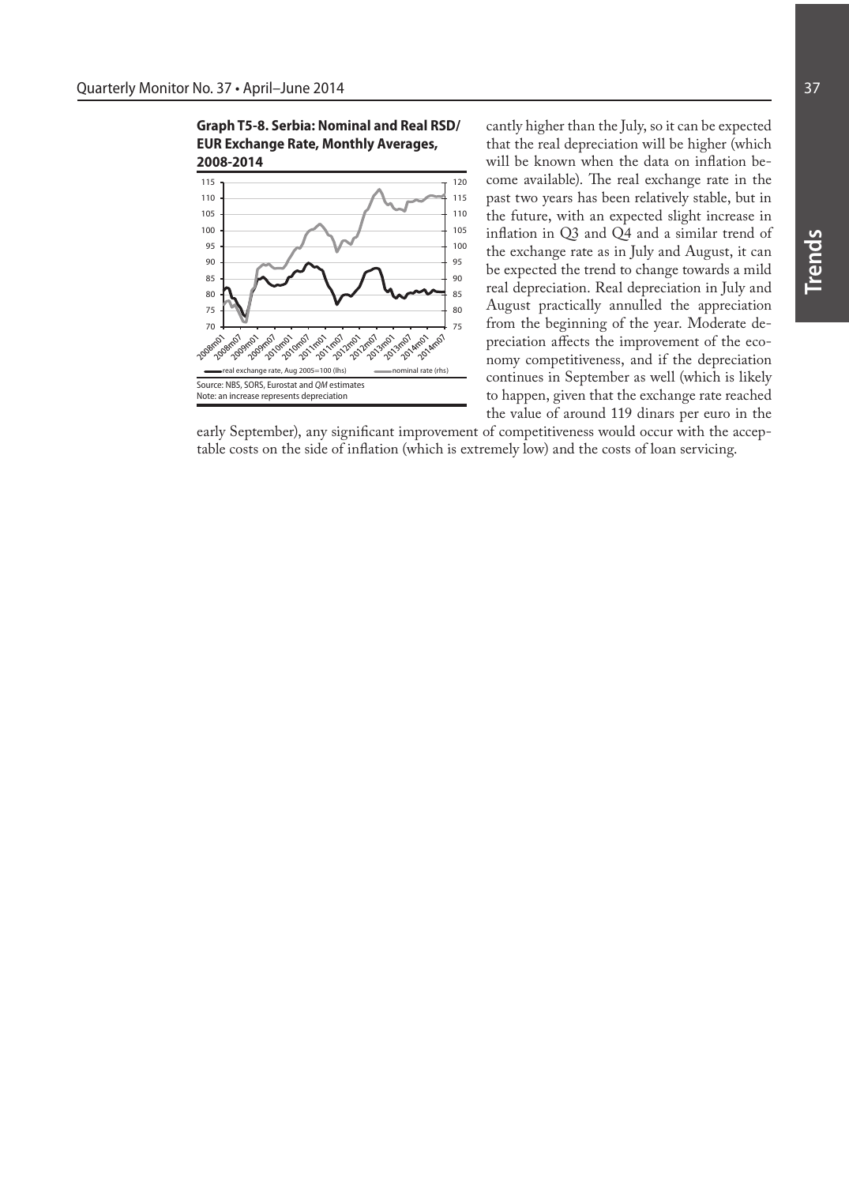**Graph T5-8. Serbia: Nominal and Real RSD/EUR Exchange Rate, Monthly Averages, 2008-2014**

115
110
105
100
95
90
85
80
75
70

120
115
110
105
100
95
90
85
80
75

2008m01 2008m07 2009m01 2009m07 2010m01 2010m07 2011m01 2011m07 2012m01 2012m07 2013m01 2013m07 2014m01 2014m07

real exchange rate, Aug 2005=100 (lhs)
nominal rate (rhs)

Source: NBS, SORS, Eurostat and *QM* estimates
Note: an increase represents depreciation

cantly higher than the July, so it can be expected that the real depreciation will be higher (which will be known when the data on inflation become available). The real exchange rate in the past two years has been relatively stable, but in the future, with an expected slight increase in inflation in Q3 and Q4 and a similar trend of the exchange rate as in July and August, it can be expected the trend to change towards a mild real depreciation. Real depreciation in July and August practically annulled the appreciation from the beginning of the year. Moderate depreciation affects the improvement of the economy competitiveness, and if the depreciation continues in September as well (which is likely to happen, given that the exchange rate reached the value of around 119 dinars per euro in the early September), any significant improvement of competitiveness would occur with the acceptable costs on the side of inflation (which is extremely low) and the costs of loan servicing.